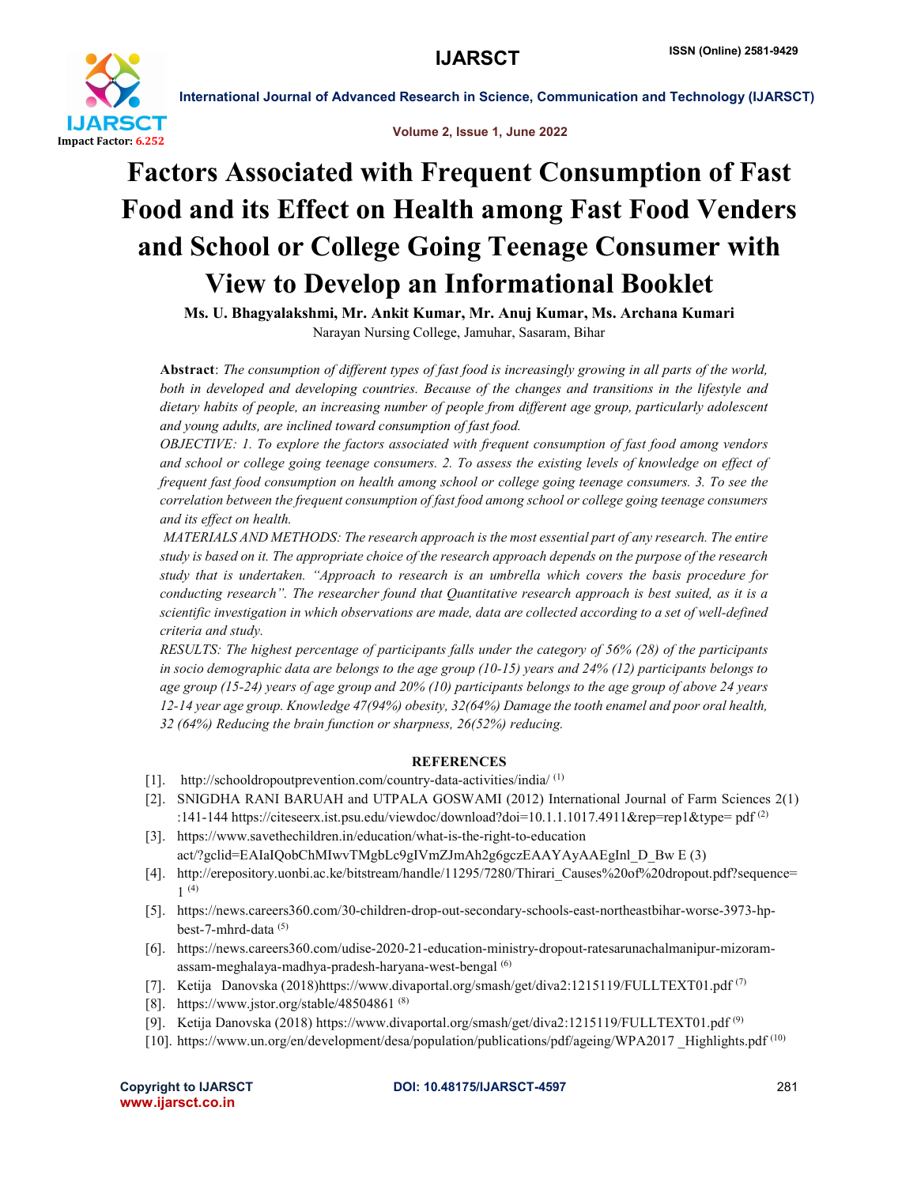# Factors Associated with Frequent Consumption of Fast Food and its Effect on Health among Fast Food Venders and School or College Going Teenage Consumer with View to Develop an Informational Booklet

**Ms. U. Bhagyalakshmi, Mr. Ankit Kumar, Mr. Anuj Kumar, Ms. Archana Kumari**

Narayan Nursing College, Jamuhar, Sasaram, Bihar

**Abstract**: *The consumption of different types of fast food is increasingly growing in all parts of the world, both in developed and developing countries. Because of the changes and transitions in the lifestyle and dietary habits of people, an increasing number of people from different age group, particularly adolescent and young adults, are inclined toward consumption of fast food.*

*OBJECTIVE: 1. To explore the factors associated with frequent consumption of fast food among vendors and school or college going teenage consumers. 2. To assess the existing levels of knowledge on effect of frequent fast food consumption on health among school or college going teenage consumers. 3. To see the correlation between the frequent consumption of fast food among school or college going teenage consumers and its effect on health.*

*MATERIALS AND METHODS: The research approach is the most essential part of any research. The entire study is based on it. The appropriate choice of the research approach depends on the purpose of the research study that is undertaken. "Approach to research is an umbrella which covers the basis procedure for conducting research". The researcher found that Quantitative research approach is best suited, as it is a scientific investigation in which observations are made, data are collected according to a set of well-defined criteria and study.*

*RESULTS: The highest percentage of participants falls under the category of 56% (28) of the participants in socio demographic data are belongs to the age group (10-15) years and 24% (12) participants belongs to age group (15-24) years of age group and 20% (10) participants belongs to the age group of above 24 years 12-14 year age group. Knowledge 47(94%) obesity, 32(64%) Damage the tooth enamel and poor oral health, 32 (64%) Reducing the brain function or sharpness, 26(52%) reducing.*

## REFERENCES

[1]. http://schooldropoutprevention.com/country-data-activities/india/ (1)

[2]. SNIGDHA RANI BARUAH and UTPALA GOSWAMI (2012) International Journal of Farm Sciences 2(1) :141-144 https://citeseerx.ist.psu.edu/viewdoc/download?doi=10.1.1.1017.4911&rep=rep1&type= pdf (2)

[3]. https://www.savethechildren.in/education/what-is-the-right-to-education act/?gclid=EAIaIQobChMIwvTMgbLc9gIVmZJmAh2g6gczEAAYAyAAEgInl_D_Bw E (3)

[4]. http://erepository.uonbi.ac.ke/bitstream/handle/11295/7280/Thirari_Causes%20of%20dropout.pdf?sequence=1 (4)

[5]. https://news.careers360.com/30-children-drop-out-secondary-schools-east-northeastbihar-worse-3973-hp-best-7-mhrd-data (5)

[6]. https://news.careers360.com/udise-2020-21-education-ministry-dropout-ratesarunachalmanipur-mizoram-assam-meghalaya-madhya-pradesh-haryana-west-bengal (6)

[7]. Ketija Danovska (2018)https://www.divaportal.org/smash/get/diva2:1215119/FULLTEXT01.pdf (7)

[8]. https://www.jstor.org/stable/48504861 (8)

[9]. Ketija Danovska (2018) https://www.divaportal.org/smash/get/diva2:1215119/FULLTEXT01.pdf (9)

[10]. https://www.un.org/en/development/desa/population/publications/pdf/ageing/WPA2017 _Highlights.pdf (10)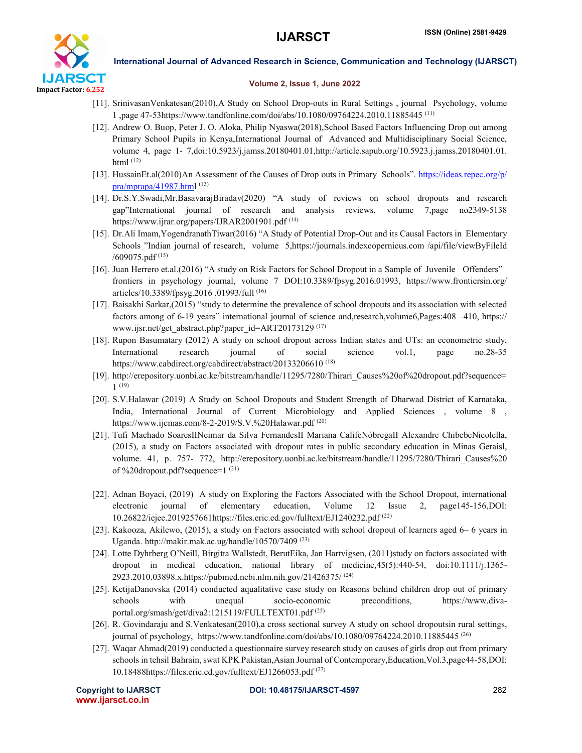[11]. SrinivasanVenkatesan(2010),A Study on School Drop-outs in Rural Settings , journal Psychology, volume 1 ,page 47-53https://www.tandfonline.com/doi/abs/10.1080/09764224.2010.11885445 [11]

[12]. Andrew O. Buop, Peter J. O. Aloka, Philip Nyaswa(2018),School Based Factors Influencing Drop out among Primary School Pupils in Kenya,International Journal of Advanced and Multidisciplinary Social Science, volume 4, page 1- 7,doi:10.5923/j.jamss.20180401.01,http://article.sapub.org/10.5923.j.jamss.20180401.01.html [12]

[13]. HussainEt.al(2010)An Assessment of the Causes of Drop outs in Primary Schools". https://ideas.repec.org/p/pra/mprapa/41987.html [13]

[14]. Dr.S.Y.Swadi,Mr.BasavarajBiradav(2020) "A study of reviews on school dropouts and research gap"International journal of research and analysis reviews, volume 7,page no2349-5138 https://www.ijrar.org/papers/IJRAR2001901.pdf [14]

[15]. Dr.Ali Imam,YogendranathTiwar(2016) "A Study of Potential Drop-Out and its Causal Factors in Elementary Schools "Indian journal of research, volume 5,https://journals.indexcopernicus.com /api/file/viewByFileId /609075.pdf [15]

[16]. Juan Herrero et.al.(2016) "A study on Risk Factors for School Dropout in a Sample of Juvenile Offenders" frontiers in psychology journal, volume 7 DOI:10.3389/fpsyg.2016.01993, https://www.frontiersin.org/ articles/10.3389/fpsyg.2016 .01993/full [16]

[17]. Baisakhi Sarkar,(2015) "study to determine the prevalence of school dropouts and its association with selected factors among of 6-19 years" international journal of science and,research,volume6,Pages:408 –410, https:// www.ijsr.net/get_abstract.php?paper_id=ART20173129 [17]

[18]. Rupon Basumatary (2012) A study on school dropout across Indian states and UTs: an econometric study, International research journal of social science vol.1, page no.28-35 https://www.cabdirect.org/cabdirect/abstract/20133206610 [18]

[19]. http://erepository.uonbi.ac.ke/bitstream/handle/11295/7280/Thirari_Causes%20of%20dropout.pdf?sequence=1 [19]

[20]. S.V.Halawar (2019) A Study on School Dropouts and Student Strength of Dharwad District of Karnataka, India, International Journal of Current Microbiology and Applied Sciences , volume 8 , https://www.ijcmas.com/8-2-2019/S.V.%20Halawar.pdf [20]

[21]. Tufi Machado SoaresIINeimar da Silva FernandesII Mariana CalifeNóbregaII Alexandre ChibebeNicolella, (2015), a study on Factors associated with dropout rates in public secondary education in Minas GeraisI, volume. 41, p. 757- 772, http://erepository.uonbi.ac.ke/bitstream/handle/11295/7280/Thirari_Causes%20 of %20dropout.pdf?sequence=1 [21]

[22]. Adnan Boyaci, (2019) A study on Exploring the Factors Associated with the School Dropout, international electronic journal of elementary education, Volume 12 Issue 2, page145-156,DOI: 10.26822/iejee.2019257661https://files.eric.ed.gov/fulltext/EJ1240232.pdf [22]

[23]. Kakooza, Akilewo, (2015), a study on Factors associated with school dropout of learners aged 6– 6 years in Uganda. http://makir.mak.ac.ug/handle/10570/7409 [23]

[24]. Lotte Dyhrberg O'Neill, Birgitta Wallstedt, BerutEika, Jan Hartvigsen, (2011)study on factors associated with dropout in medical education, national library of medicine,45(5):440-54, doi:10.1111/j.1365-2923.2010.03898.x.https://pubmed.ncbi.nlm.nih.gov/21426375/ [24]

[25]. KetijaDanovska (2014) conducted aqualitative case study on Reasons behind children drop out of primary schools with unequal socio-economic preconditions, https://www.diva-portal.org/smash/get/diva2:1215119/FULLTEXT01.pdf [25]

[26]. R. Govindaraju and S.Venkatesan(2010),a cross sectional survey A study on school dropoutsin rural settings, journal of psychology, https://www.tandfonline.com/doi/abs/10.1080/09764224.2010.11885445 [26]

[27]. Waqar Ahmad(2019) conducted a questionnaire survey research study on causes of girls drop out from primary schools in tehsil Bahrain, swat KPK Pakistan,Asian Journal of Contemporary,Education,Vol.3,page44-58,DOI: 10.18488https://files.eric.ed.gov/fulltext/EJ1266053.pdf [27]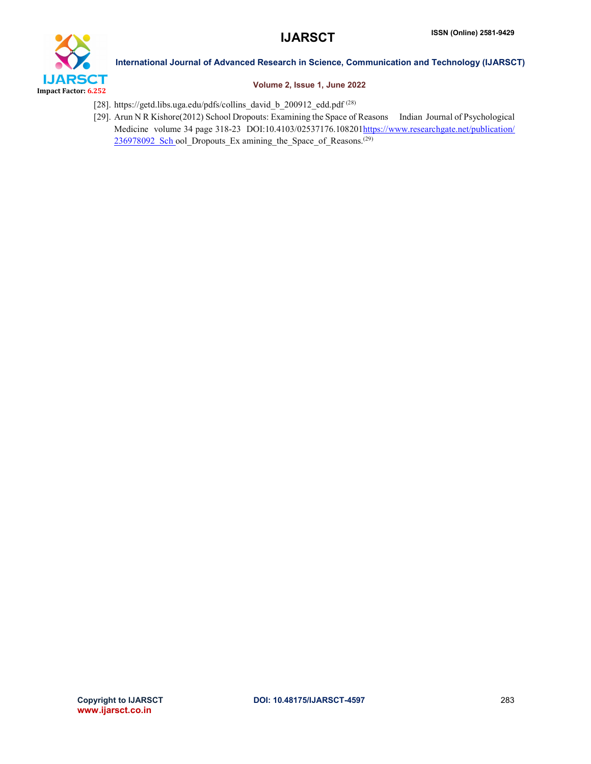[28]. https://getd.libs.uga.edu/pdfs/collins_david_b_200912_edd.pdf (28)

[29]. Arun N R Kishore(2012) School Dropouts: Examining the Space of Reasons Indian Journal of Psychological Medicine volume 34 page 318-23 DOI:10.4103/02537176.108201https://www.researchgate.net/publication/236978092_Sch ool_Dropouts_Ex amining_the_Space_of_Reasons.(29)